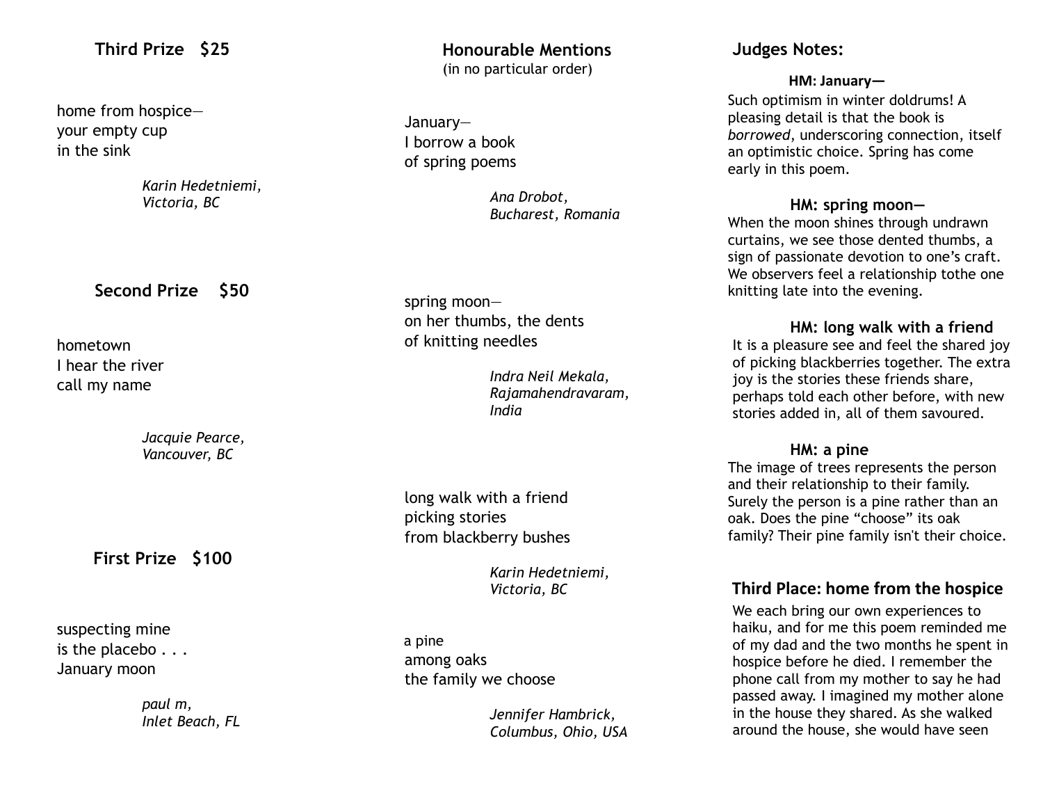## Third Prize $25

home from hospice—
your empty cup
in the sink

*Karin Hedetniemi,*
*Victoria, BC*

## Second Prize $50

hometown
I hear the river
call my name

*Jacquie Pearce,*
*Vancouver, BC*

## First Prize $100

suspecting mine
is the placebo . . .
January moon

*paul m,*
*Inlet Beach, FL*

## Honourable Mentions

(in no particular order)

January—
I borrow a book
of spring poems

*Ana Drobot,*
*Bucharest, Romania*

spring moon—
on her thumbs, the dents
of knitting needles

*Indra Neil Mekala,*
*Rajamahendravaram,*
*India*

long walk with a friend
picking stories
from blackberry bushes

*Karin Hedetniemi,*
*Victoria, BC*

a pine
among oaks
the family we choose

*Jennifer Hambrick,*
*Columbus, Ohio, USA*

## Judges Notes:

**HM: January—**

Such optimism in winter doldrums! A pleasing detail is that the book is *borrowed*, underscoring connection, itself an optimistic choice. Spring has come early in this poem.

**HM: spring moon—**

When the moon shines through undrawn curtains, we see those dented thumbs, a sign of passionate devotion to one's craft. We observers feel a relationship tothe one knitting late into the evening.

**HM: long walk with a friend**

It is a pleasure see and feel the shared joy of picking blackberries together. The extra joy is the stories these friends share, perhaps told each other before, with new stories added in, all of them savoured.

**HM: a pine**

The image of trees represents the person and their relationship to their family. Surely the person is a pine rather than an oak. Does the pine "choose" its oak family? Their pine family isn't their choice.

### Third Place: home from the hospice

We each bring our own experiences to haiku, and for me this poem reminded me of my dad and the two months he spent in hospice before he died. I remember the phone call from my mother to say he had passed away. I imagined my mother alone in the house they shared. As she walked around the house, she would have seen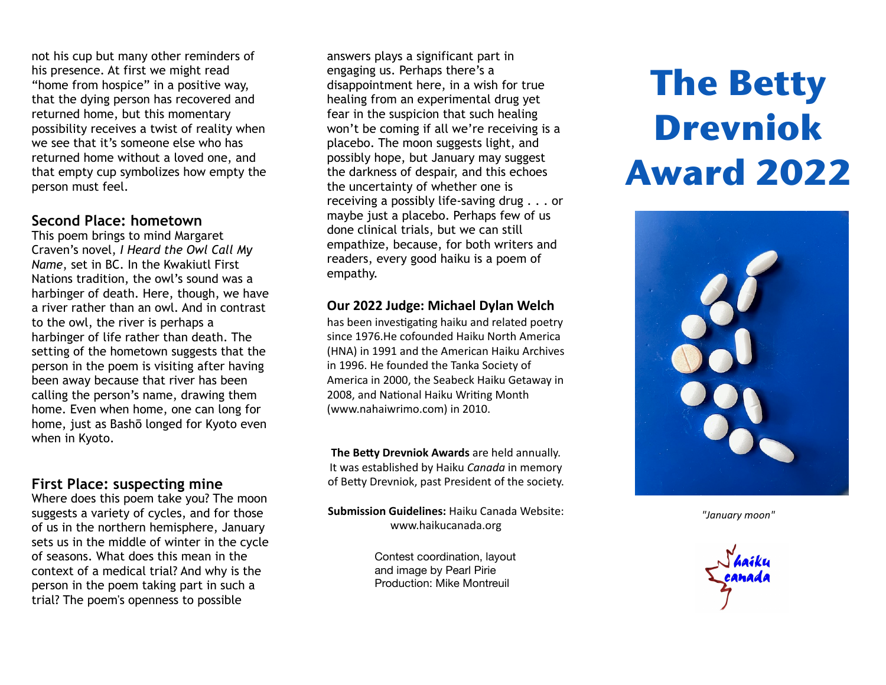not his cup but many other reminders of his presence. At first we might read "home from hospice" in a positive way, that the dying person has recovered and returned home, but this momentary possibility receives a twist of reality when we see that it's someone else who has returned home without a loved one, and that empty cup symbolizes how empty the person must feel.

### Second Place: hometown

This poem brings to mind Margaret Craven's novel, *I Heard the Owl Call My Name*, set in BC. In the Kwakiutl First Nations tradition, the owl's sound was a harbinger of death. Here, though, we have a river rather than an owl. And in contrast to the owl, the river is perhaps a harbinger of life rather than death. The setting of the hometown suggests that the person in the poem is visiting after having been away because that river has been calling the person's name, drawing them home. Even when home, one can long for home, just as Bashō longed for Kyoto even when in Kyoto.

### First Place: suspecting mine

Where does this poem take you? The moon suggests a variety of cycles, and for those of us in the northern hemisphere, January sets us in the middle of winter in the cycle of seasons. What does this mean in the context of a medical trial? And why is the person in the poem taking part in such a trial? The poem's openness to possible answers plays a significant part in engaging us. Perhaps there's a disappointment here, in a wish for true healing from an experimental drug yet fear in the suspicion that such healing won't be coming if all we're receiving is a placebo. The moon suggests light, and possibly hope, but January may suggest the darkness of despair, and this echoes the uncertainty of whether one is receiving a possibly life-saving drug . . . or maybe just a placebo. Perhaps few of us done clinical trials, but we can still empathize, because, for both writers and readers, every good haiku is a poem of empathy.

### Our 2022 Judge: Michael Dylan Welch

has been investigating haiku and related poetry since 1976.He cofounded Haiku North America (HNA) in 1991 and the American Haiku Archives in 1996. He founded the Tanka Society of America in 2000, the Seabeck Haiku Getaway in 2008, and National Haiku Writing Month (www.nahaiwrimo.com) in 2010.

**The Betty Drevniok Awards** are held annually. It was established by Haiku *Canada* in memory of Betty Drevniok, past President of the society.

**Submission Guidelines:** Haiku Canada Website: www.haikucanada.org

Contest coordination, layout and image by Pearl Pirie
Production: Mike Montreuil

# The Betty Drevniok Award 2022

*"January moon"*

haiku canada